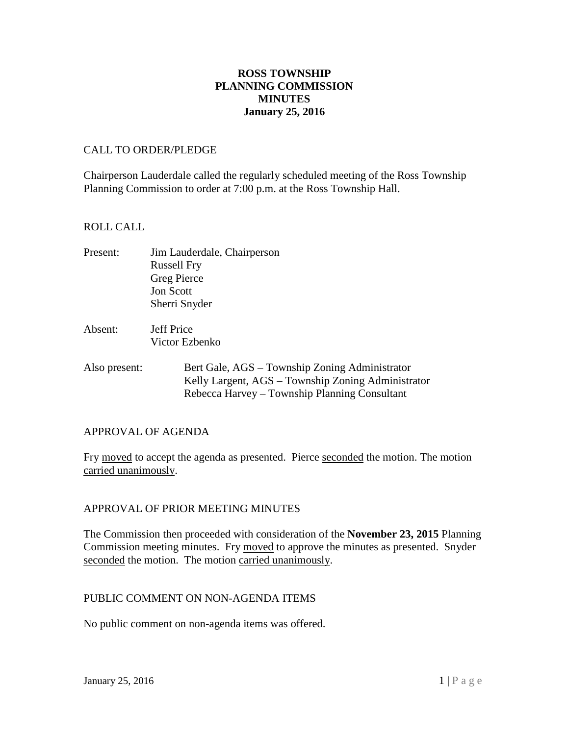# ROSS TOWNSHIP
# PLANNING COMMISSION
# MINUTES
# January 25, 2016

## CALL TO ORDER/PLEDGE

Chairperson Lauderdale called the regularly scheduled meeting of the Ross Township Planning Commission to order at 7:00 p.m. at the Ross Township Hall.

## ROLL CALL

Present: Jim Lauderdale, Chairperson
Russell Fry
Greg Pierce
Jon Scott
Sherri Snyder

Absent: Jeff Price
Victor Ezbenko

Also present: Bert Gale, AGS – Township Zoning Administrator
Kelly Largent, AGS – Township Zoning Administrator
Rebecca Harvey – Township Planning Consultant

## APPROVAL OF AGENDA

Fry moved to accept the agenda as presented. Pierce seconded the motion. The motion carried unanimously.

## APPROVAL OF PRIOR MEETING MINUTES

The Commission then proceeded with consideration of the **November 23, 2015** Planning Commission meeting minutes. Fry moved to approve the minutes as presented. Snyder seconded the motion. The motion carried unanimously.

## PUBLIC COMMENT ON NON-AGENDA ITEMS

No public comment on non-agenda items was offered.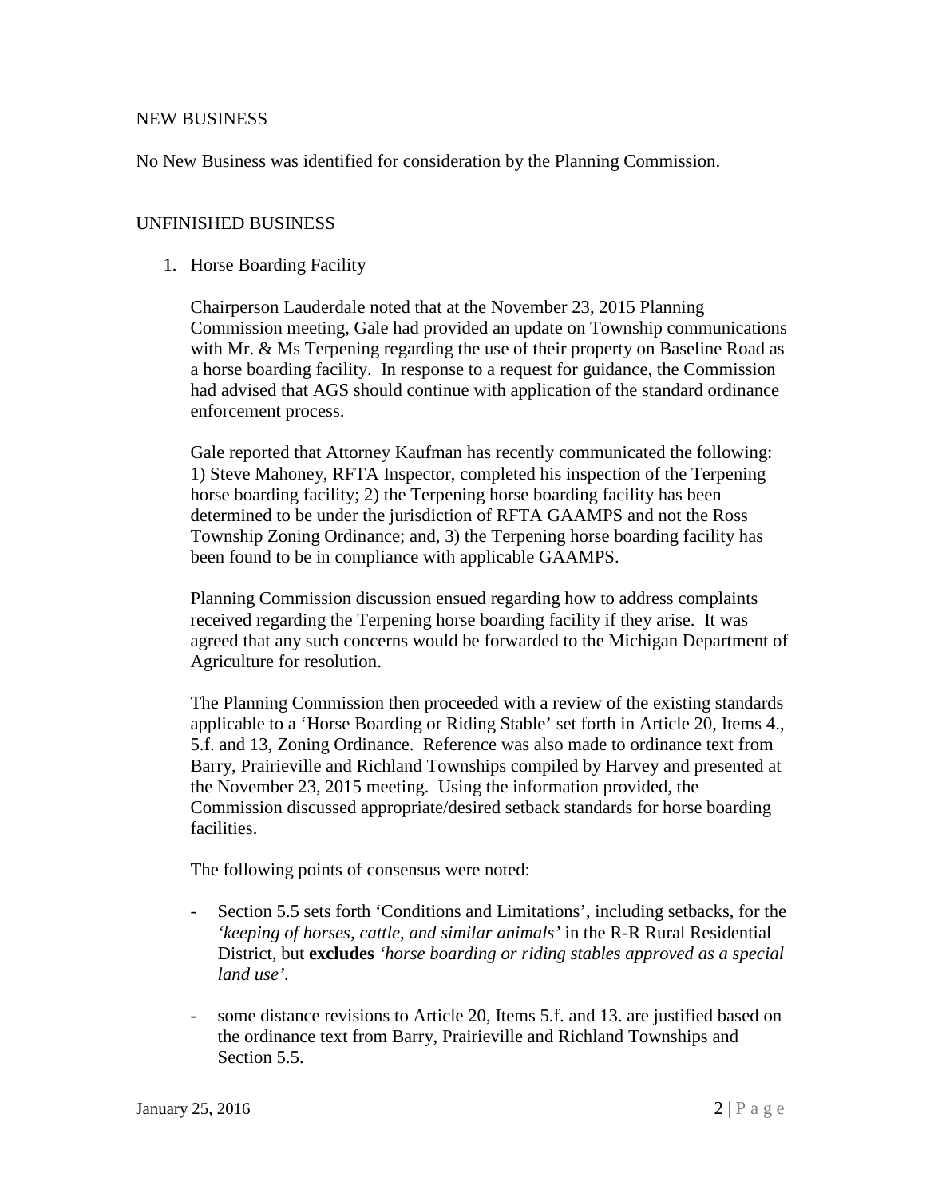NEW BUSINESS

No New Business was identified for consideration by the Planning Commission.

UNFINISHED BUSINESS

1. Horse Boarding Facility

   Chairperson Lauderdale noted that at the November 23, 2015 Planning Commission meeting, Gale had provided an update on Township communications with Mr. & Ms Terpening regarding the use of their property on Baseline Road as a horse boarding facility. In response to a request for guidance, the Commission had advised that AGS should continue with application of the standard ordinance enforcement process.

   Gale reported that Attorney Kaufman has recently communicated the following: 1) Steve Mahoney, RFTA Inspector, completed his inspection of the Terpening horse boarding facility; 2) the Terpening horse boarding facility has been determined to be under the jurisdiction of RFTA GAAMPS and not the Ross Township Zoning Ordinance; and, 3) the Terpening horse boarding facility has been found to be in compliance with applicable GAAMPS.

   Planning Commission discussion ensued regarding how to address complaints received regarding the Terpening horse boarding facility if they arise. It was agreed that any such concerns would be forwarded to the Michigan Department of Agriculture for resolution.

   The Planning Commission then proceeded with a review of the existing standards applicable to a 'Horse Boarding or Riding Stable' set forth in Article 20, Items 4., 5.f. and 13, Zoning Ordinance. Reference was also made to ordinance text from Barry, Prairieville and Richland Townships compiled by Harvey and presented at the November 23, 2015 meeting. Using the information provided, the Commission discussed appropriate/desired setback standards for horse boarding facilities.

   The following points of consensus were noted:

   - Section 5.5 sets forth 'Conditions and Limitations', including setbacks, for the *'keeping of horses, cattle, and similar animals'* in the R-R Rural Residential District, but **excludes** *'horse boarding or riding stables approved as a special land use'*.

   - some distance revisions to Article 20, Items 5.f. and 13. are justified based on the ordinance text from Barry, Prairieville and Richland Townships and Section 5.5.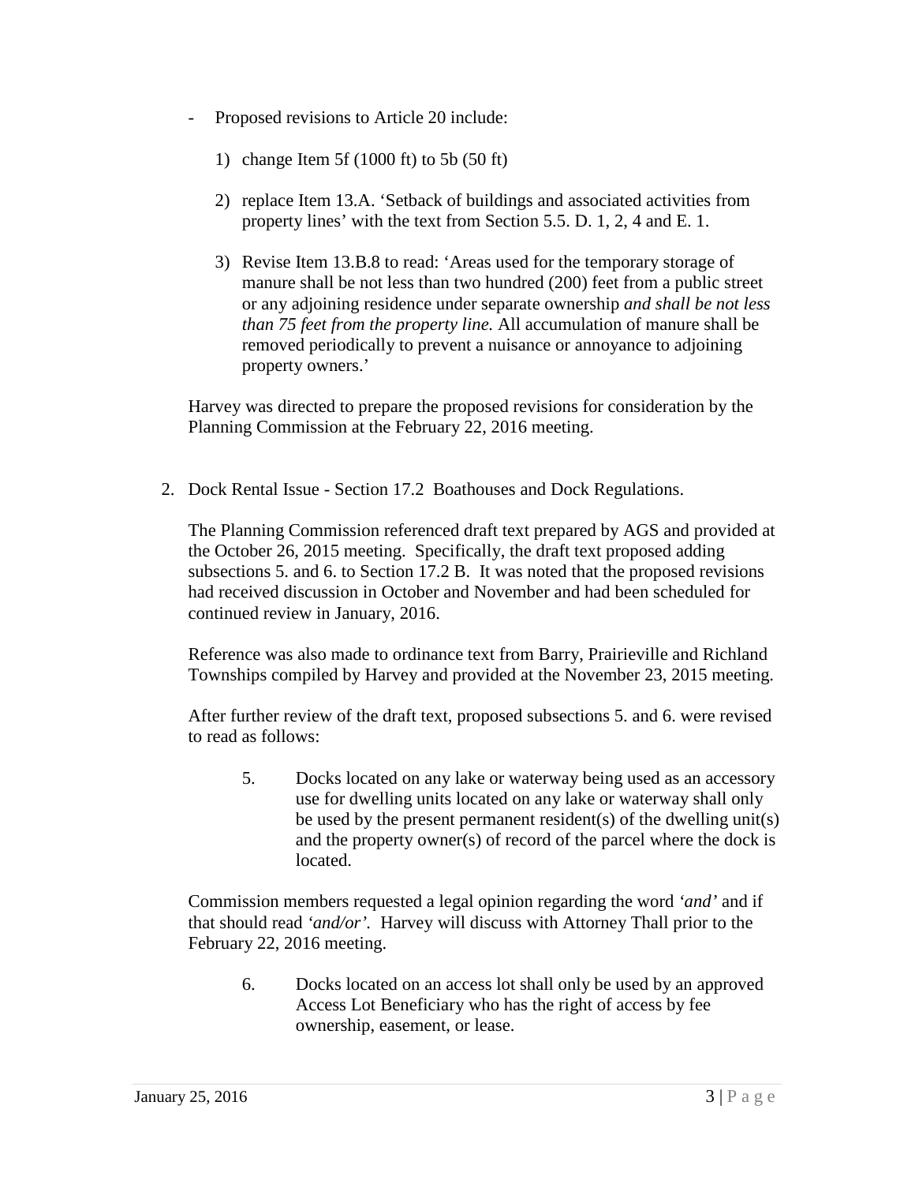- Proposed revisions to Article 20 include:

    1) change Item 5f (1000 ft) to 5b (50 ft)

    2) replace Item 13.A. 'Setback of buildings and associated activities from property lines' with the text from Section 5.5. D. 1, 2, 4 and E. 1.

    3) Revise Item 13.B.8 to read: 'Areas used for the temporary storage of manure shall be not less than two hundred (200) feet from a public street or any adjoining residence under separate ownership *and shall be not less than 75 feet from the property line.* All accumulation of manure shall be removed periodically to prevent a nuisance or annoyance to adjoining property owners.'

  Harvey was directed to prepare the proposed revisions for consideration by the Planning Commission at the February 22, 2016 meeting.

2. Dock Rental Issue - Section 17.2 Boathouses and Dock Regulations.

   The Planning Commission referenced draft text prepared by AGS and provided at the October 26, 2015 meeting. Specifically, the draft text proposed adding subsections 5. and 6. to Section 17.2 B. It was noted that the proposed revisions had received discussion in October and November and had been scheduled for continued review in January, 2016.

   Reference was also made to ordinance text from Barry, Prairieville and Richland Townships compiled by Harvey and provided at the November 23, 2015 meeting.

   After further review of the draft text, proposed subsections 5. and 6. were revised to read as follows:

   > 5. Docks located on any lake or waterway being used as an accessory use for dwelling units located on any lake or waterway shall only be used by the present permanent resident(s) of the dwelling unit(s) and the property owner(s) of record of the parcel where the dock is located.

   Commission members requested a legal opinion regarding the word *'and'* and if that should read *'and/or'.* Harvey will discuss with Attorney Thall prior to the February 22, 2016 meeting.

   > 6. Docks located on an access lot shall only be used by an approved Access Lot Beneficiary who has the right of access by fee ownership, easement, or lease.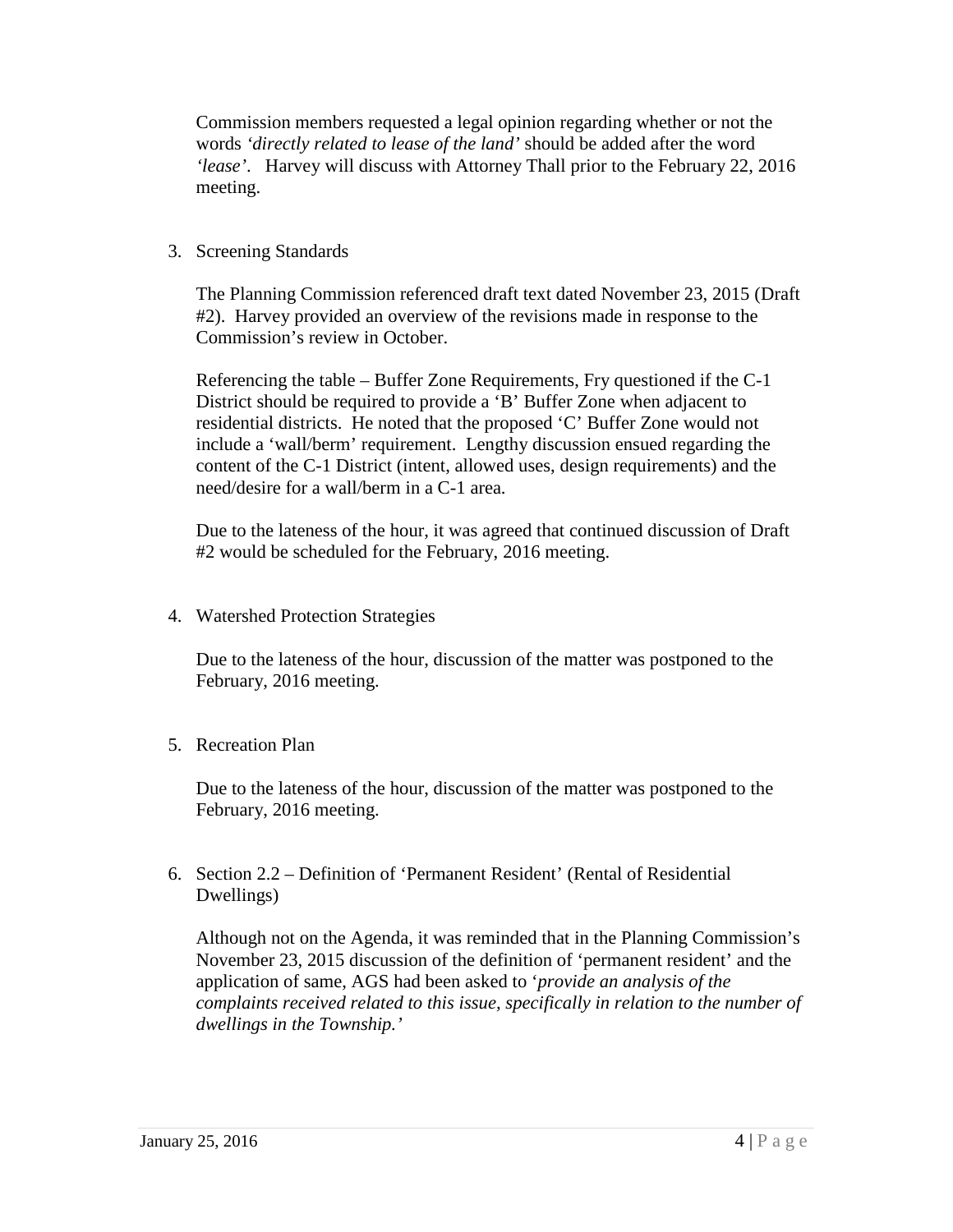Commission members requested a legal opinion regarding whether or not the words *'directly related to lease of the land'* should be added after the word *'lease'*. Harvey will discuss with Attorney Thall prior to the February 22, 2016 meeting.

3. Screening Standards

   The Planning Commission referenced draft text dated November 23, 2015 (Draft #2). Harvey provided an overview of the revisions made in response to the Commission's review in October.

   Referencing the table – Buffer Zone Requirements, Fry questioned if the C-1 District should be required to provide a 'B' Buffer Zone when adjacent to residential districts. He noted that the proposed 'C' Buffer Zone would not include a 'wall/berm' requirement. Lengthy discussion ensued regarding the content of the C-1 District (intent, allowed uses, design requirements) and the need/desire for a wall/berm in a C-1 area.

   Due to the lateness of the hour, it was agreed that continued discussion of Draft #2 would be scheduled for the February, 2016 meeting.

4. Watershed Protection Strategies

   Due to the lateness of the hour, discussion of the matter was postponed to the February, 2016 meeting.

5. Recreation Plan

   Due to the lateness of the hour, discussion of the matter was postponed to the February, 2016 meeting.

6. Section 2.2 – Definition of 'Permanent Resident' (Rental of Residential Dwellings)

   Although not on the Agenda, it was reminded that in the Planning Commission's November 23, 2015 discussion of the definition of 'permanent resident' and the application of same, AGS had been asked to '*provide an analysis of the complaints received related to this issue, specifically in relation to the number of dwellings in the Township.'*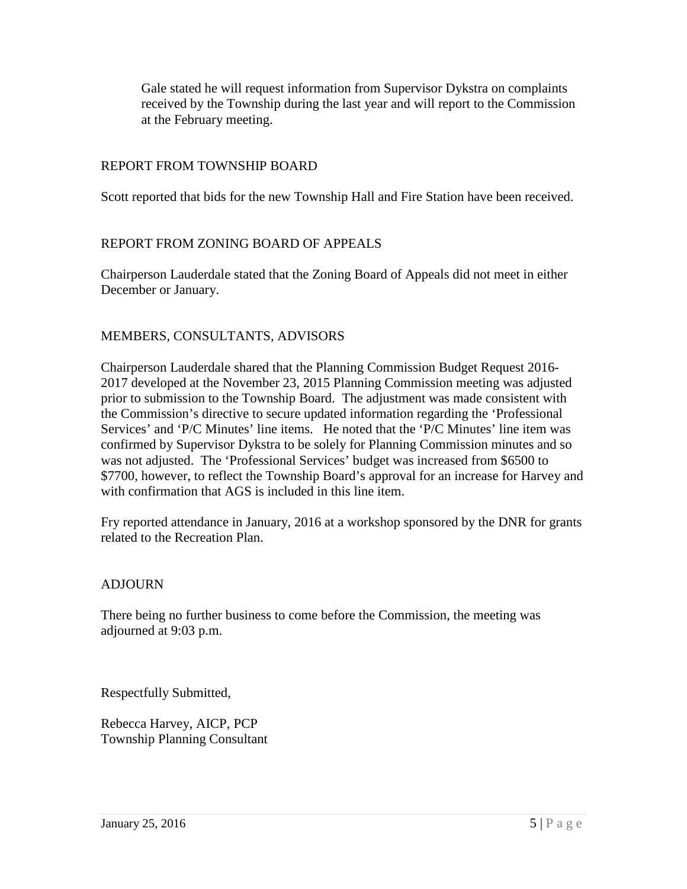Gale stated he will request information from Supervisor Dykstra on complaints received by the Township during the last year and will report to the Commission at the February meeting.

## REPORT FROM TOWNSHIP BOARD

Scott reported that bids for the new Township Hall and Fire Station have been received.

## REPORT FROM ZONING BOARD OF APPEALS

Chairperson Lauderdale stated that the Zoning Board of Appeals did not meet in either December or January.

## MEMBERS, CONSULTANTS, ADVISORS

Chairperson Lauderdale shared that the Planning Commission Budget Request 2016-2017 developed at the November 23, 2015 Planning Commission meeting was adjusted prior to submission to the Township Board. The adjustment was made consistent with the Commission's directive to secure updated information regarding the 'Professional Services' and 'P/C Minutes' line items. He noted that the 'P/C Minutes' line item was confirmed by Supervisor Dykstra to be solely for Planning Commission minutes and so was not adjusted. The 'Professional Services' budget was increased from $6500 to $7700, however, to reflect the Township Board's approval for an increase for Harvey and with confirmation that AGS is included in this line item.

Fry reported attendance in January, 2016 at a workshop sponsored by the DNR for grants related to the Recreation Plan.

## ADJOURN

There being no further business to come before the Commission, the meeting was adjourned at 9:03 p.m.

Respectfully Submitted,

Rebecca Harvey, AICP, PCP
Township Planning Consultant